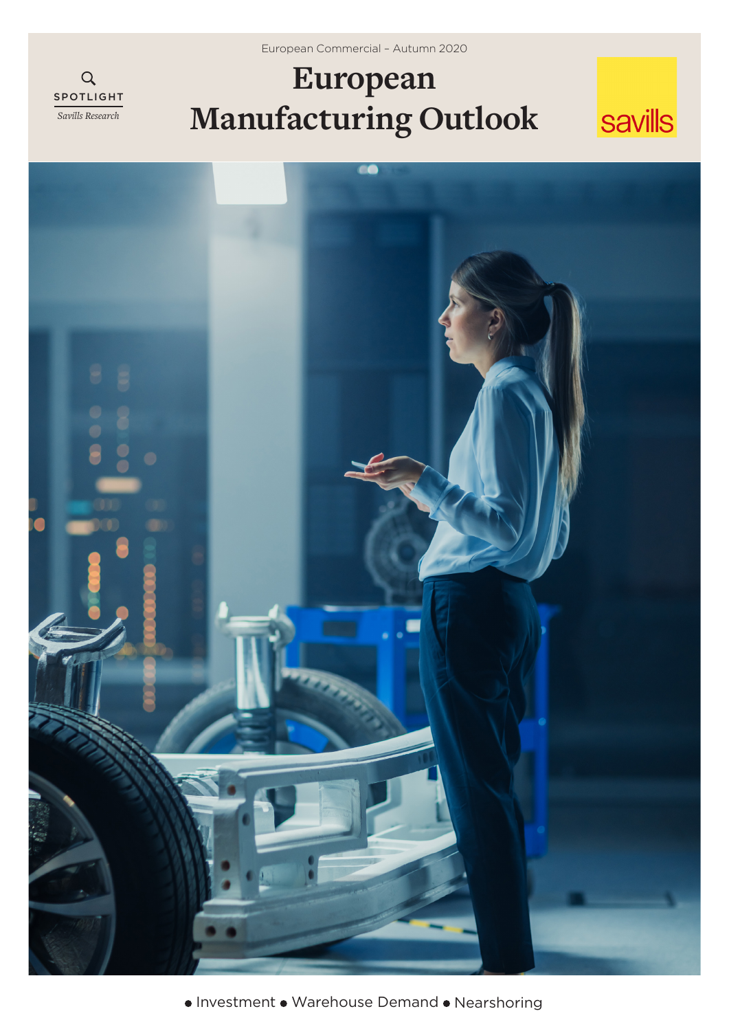European Commercial – Autumn 2020

SPOTLIGHT
*Savills Research*

# European Manufacturing Outlook

savills

● Investment ● Warehouse Demand ● Nearshoring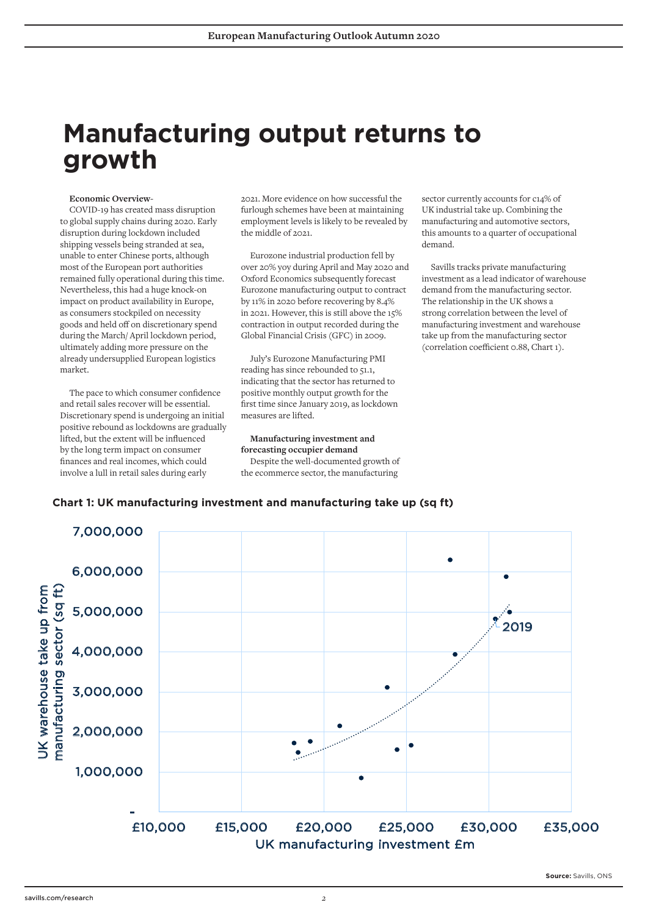# Manufacturing output returns to growth

**Economic Overview**-

COVID-19 has created mass disruption to global supply chains during 2020. Early disruption during lockdown included shipping vessels being stranded at sea, unable to enter Chinese ports, although most of the European port authorities remained fully operational during this time. Nevertheless, this had a huge knock-on impact on product availability in Europe, as consumers stockpiled on necessity goods and held off on discretionary spend during the March/ April lockdown period, ultimately adding more pressure on the already undersupplied European logistics market.

The pace to which consumer confidence and retail sales recover will be essential. Discretionary spend is undergoing an initial positive rebound as lockdowns are gradually lifted, but the extent will be influenced by the long term impact on consumer finances and real incomes, which could involve a lull in retail sales during early 2021. More evidence on how successful the furlough schemes have been at maintaining employment levels is likely to be revealed by the middle of 2021.

Eurozone industrial production fell by over 20% yoy during April and May 2020 and Oxford Economics subsequently forecast Eurozone manufacturing output to contract by 11% in 2020 before recovering by 8.4% in 2021. However, this is still above the 15% contraction in output recorded during the Global Financial Crisis (GFC) in 2009.

July's Eurozone Manufacturing PMI reading has since rebounded to 51.1, indicating that the sector has returned to positive monthly output growth for the first time since January 2019, as lockdown measures are lifted.

**Manufacturing investment and forecasting occupier demand**

Despite the well-documented growth of the ecommerce sector, the manufacturing sector currently accounts for c14% of UK industrial take up. Combining the manufacturing and automotive sectors, this amounts to a quarter of occupational demand.

Savills tracks private manufacturing investment as a lead indicator of warehouse demand from the manufacturing sector. The relationship in the UK shows a strong correlation between the level of manufacturing investment and warehouse take up from the manufacturing sector (correlation coefficient 0.88, Chart 1).

**Chart 1: UK manufacturing investment and manufacturing take up (sq ft)**

Source: Savills, ONS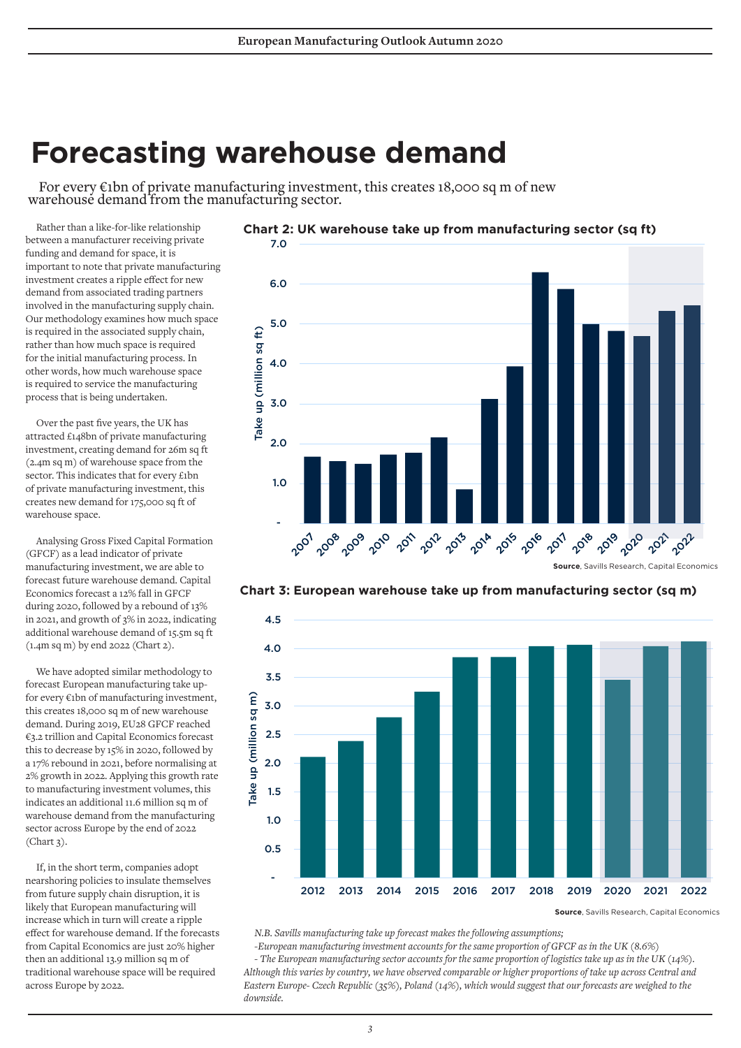# Forecasting warehouse demand

For every €1bn of private manufacturing investment, this creates 18,000 sq m of new warehouse demand from the manufacturing sector.

Rather than a like-for-like relationship between a manufacturer receiving private funding and demand for space, it is important to note that private manufacturing investment creates a ripple effect for new demand from associated trading partners involved in the manufacturing supply chain. Our methodology examines how much space is required in the associated supply chain, rather than how much space is required for the initial manufacturing process. In other words, how much warehouse space is required to service the manufacturing process that is being undertaken.

Over the past five years, the UK has attracted £148bn of private manufacturing investment, creating demand for 26m sq ft (2.4m sq m) of warehouse space from the sector. This indicates that for every £1bn of private manufacturing investment, this creates new demand for 175,000 sq ft of warehouse space.

Analysing Gross Fixed Capital Formation (GFCF) as a lead indicator of private manufacturing investment, we are able to forecast future warehouse demand. Capital Economics forecast a 12% fall in GFCF during 2020, followed by a rebound of 13% in 2021, and growth of 3% in 2022, indicating additional warehouse demand of 15.5m sq ft (1.4m sq m) by end 2022 (Chart 2).

We have adopted similar methodology to forecast European manufacturing take up- for every €1bn of manufacturing investment, this creates 18,000 sq m of new warehouse demand. During 2019, EU28 GFCF reached €3.2 trillion and Capital Economics forecast this to decrease by 15% in 2020, followed by a 17% rebound in 2021, before normalising at 2% growth in 2022. Applying this growth rate to manufacturing investment volumes, this indicates an additional 11.6 million sq m of warehouse demand from the manufacturing sector across Europe by the end of 2022 (Chart 3).

If, in the short term, companies adopt nearshoring policies to insulate themselves from future supply chain disruption, it is likely that European manufacturing will increase which in turn will create a ripple effect for warehouse demand. If the forecasts from Capital Economics are just 20% higher then an additional 13.9 million sq m of traditional warehouse space will be required across Europe by 2022.

**Chart 2: UK warehouse take up from manufacturing sector (sq ft)**

| Year | Take up (million sq ft) |
|---|---|
| 2007 | 1.7 |
| 2008 | 1.6 |
| 2009 | 1.5 |
| 2010 | 1.7 |
| 2011 | 1.8 |
| 2012 | 2.2 |
| 2013 | 0.9 |
| 2014 | 3.1 |
| 2015 | 3.9 |
| 2016 | 6.3 |
| 2017 | 5.9 |
| 2018 | 5.0 |
| 2019 | 4.8 |
| 2020 (forecast) | 4.7 |
| 2021 (forecast) | 5.3 |
| 2022 (forecast) | 5.5 |

**Source**, Savills Research, Capital Economics

**Chart 3: European warehouse take up from manufacturing sector (sq m)**

| Year | Take up (million sq m) |
|---|---|
| 2012 | 2.1 |
| 2013 | 2.4 |
| 2014 | 2.8 |
| 2015 | 3.3 |
| 2016 | 3.9 |
| 2017 | 3.9 |
| 2018 | 4.0 |
| 2019 | 4.1 |
| 2020 (forecast) | 3.5 |
| 2021 (forecast) | 4.0 |
| 2022 (forecast) | 4.1 |

**Source**, Savills Research, Capital Economics

*N.B. Savills manufacturing take up forecast makes the following assumptions;*

*-European manufacturing investment accounts for the same proportion of GFCF as in the UK (8.6%)*

*- The European manufacturing sector accounts for the same proportion of logistics take up as in the UK (14%). Although this varies by country, we have observed comparable or higher proportions of take up across Central and Eastern Europe- Czech Republic (35%), Poland (14%), which would suggest that our forecasts are weighed to the downside.*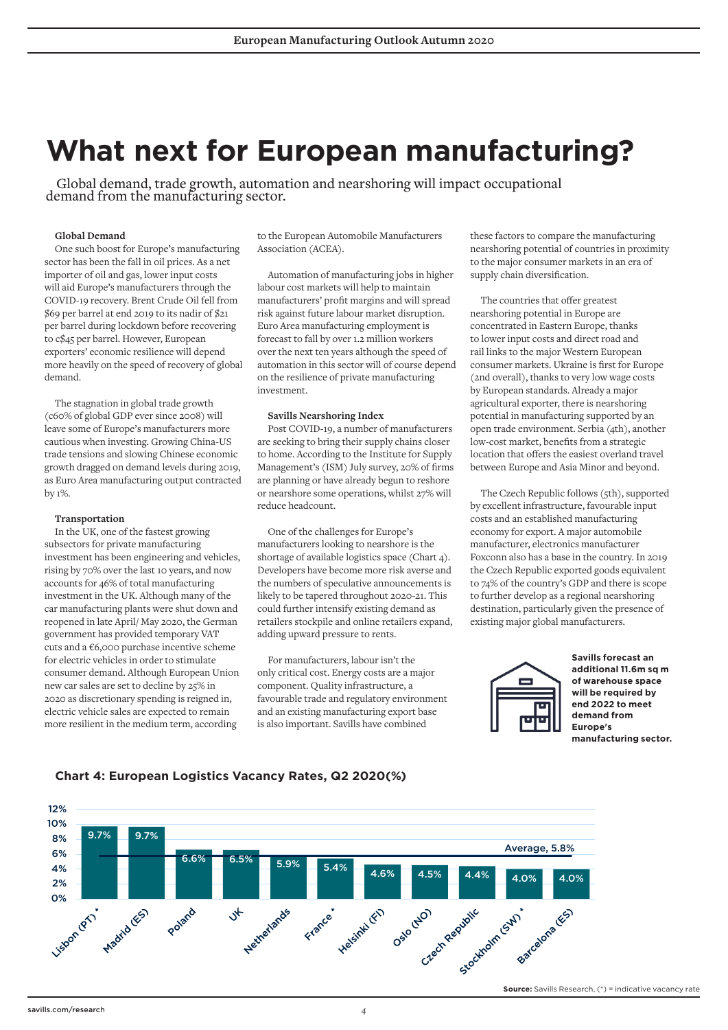# What next for European manufacturing?

Global demand, trade growth, automation and nearshoring will impact occupational demand from the manufacturing sector.

**Global Demand**

One such boost for Europe's manufacturing sector has been the fall in oil prices. As a net importer of oil and gas, lower input costs will aid Europe's manufacturers through the COVID-19 recovery. Brent Crude Oil fell from $69 per barrel at end 2019 to its nadir of $21 per barrel during lockdown before recovering to c$45 per barrel. However, European exporters' economic resilience will depend more heavily on the speed of recovery of global demand.

The stagnation in global trade growth (c60% of global GDP ever since 2008) will leave some of Europe's manufacturers more cautious when investing. Growing China-US trade tensions and slowing Chinese economic growth dragged on demand levels during 2019, as Euro Area manufacturing output contracted by 1%.

**Transportation**

In the UK, one of the fastest growing subsectors for private manufacturing investment has been engineering and vehicles, rising by 70% over the last 10 years, and now accounts for 46% of total manufacturing investment in the UK. Although many of the car manufacturing plants were shut down and reopened in late April/ May 2020, the German government has provided temporary VAT cuts and a €6,000 purchase incentive scheme for electric vehicles in order to stimulate consumer demand. Although European Union new car sales are set to decline by 25% in 2020 as discretionary spending is reigned in, electric vehicle sales are expected to remain more resilient in the medium term, according to the European Automobile Manufacturers Association (ACEA).

Automation of manufacturing jobs in higher labour cost markets will help to maintain manufacturers' profit margins and will spread risk against future labour market disruption. Euro Area manufacturing employment is forecast to fall by over 1.2 million workers over the next ten years although the speed of automation in this sector will of course depend on the resilience of private manufacturing investment.

**Savills Nearshoring Index**

Post COVID-19, a number of manufacturers are seeking to bring their supply chains closer to home. According to the Institute for Supply Management's (ISM) July survey, 20% of firms are planning or have already begun to reshore or nearshore some operations, whilst 27% will reduce headcount.

One of the challenges for Europe's manufacturers looking to nearshore is the shortage of available logistics space (Chart 4). Developers have become more risk averse and the numbers of speculative announcements is likely to be tapered throughout 2020-21. This could further intensify existing demand as retailers stockpile and online retailers expand, adding upward pressure to rents.

For manufacturers, labour isn't the only critical cost. Energy costs are a major component. Quality infrastructure, a favourable trade and regulatory environment and an existing manufacturing export base is also important. Savills have combined these factors to compare the manufacturing nearshoring potential of countries in proximity to the major consumer markets in an era of supply chain diversification.

The countries that offer greatest nearshoring potential in Europe are concentrated in Eastern Europe, thanks to lower input costs and direct road and rail links to the major Western European consumer markets. Ukraine is first for Europe (2nd overall), thanks to very low wage costs by European standards. Already a major agricultural exporter, there is nearshoring potential in manufacturing supported by an open trade environment. Serbia (4th), another low-cost market, benefits from a strategic location that offers the easiest overland travel between Europe and Asia Minor and beyond.

The Czech Republic follows (5th), supported by excellent infrastructure, favourable input costs and an established manufacturing economy for export. A major automobile manufacturer, electronics manufacturer Foxconn also has a base in the country. In 2019 the Czech Republic exported goods equivalent to 74% of the country's GDP and there is scope to further develop as a regional nearshoring destination, particularly given the presence of existing major global manufacturers.

**Savills forecast an additional 11.6m sq m of warehouse space will be required by end 2022 to meet demand from Europe's manufacturing sector.**

**Chart 4: European Logistics Vacancy Rates, Q2 2020(%)**

| Market | Vacancy rate (%) |
| --- | --- |
| Lisbon (PT)* | 9.7% |
| Madrid (ES) | 9.7% |
| Poland | 6.6% |
| UK | 6.5% |
| Netherlands | 5.9% |
| France* | 5.4% |
| Helsinki (FI) | 4.6% |
| Oslo (NO) | 4.5% |
| Czech Republic | 4.4% |
| Stockholm (SW)* | 4.0% |
| Barcelona (ES) | 4.0% |
| Average | 5.8% |

**Source:** Savills Research, (*) = indicative vacancy rate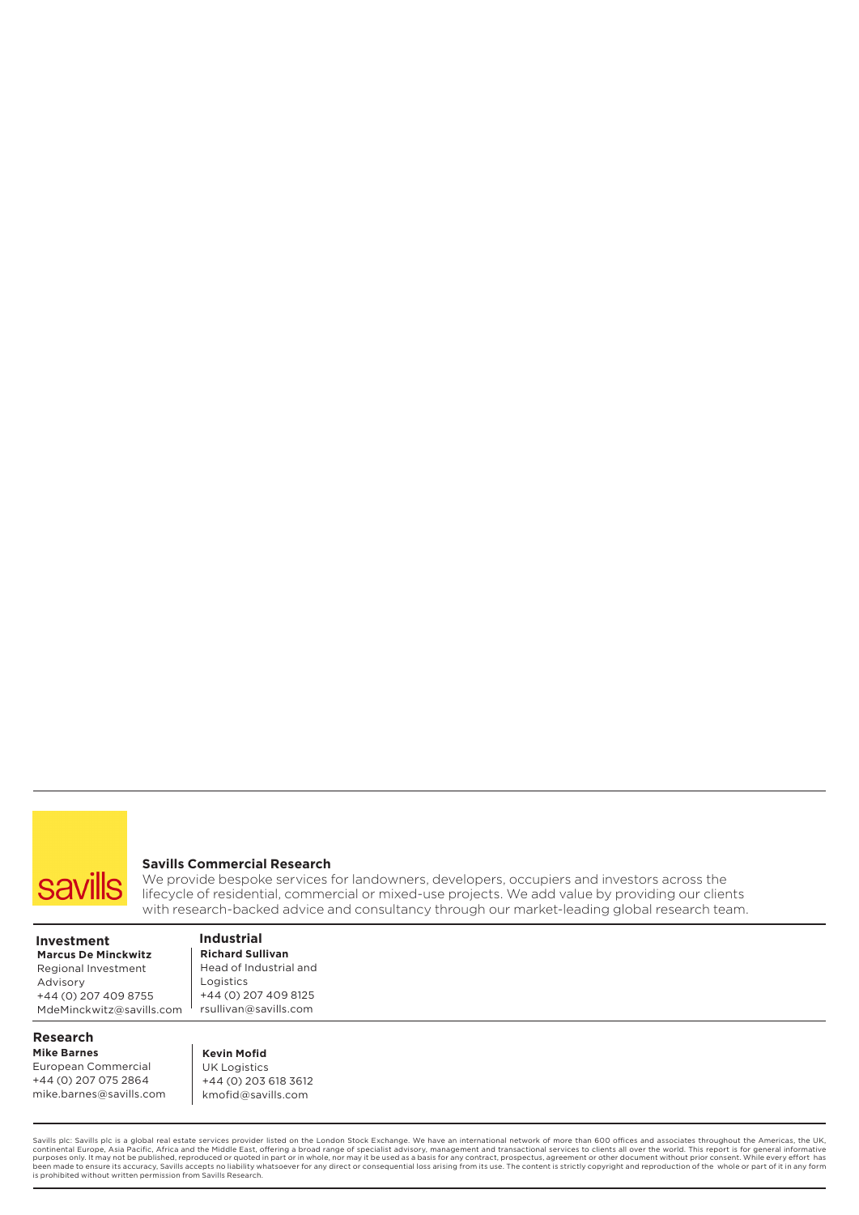savills

## Savills Commercial Research

We provide bespoke services for landowners, developers, occupiers and investors across the lifecycle of residential, commercial or mixed-use projects. We add value by providing our clients with research-backed advice and consultancy through our market-leading global research team.

### Investment

**Marcus De Minckwitz**
Regional Investment Advisory
+44 (0) 207 409 8755
MdeMinckwitz@savills.com

### Industrial

**Richard Sullivan**
Head of Industrial and Logistics
+44 (0) 207 409 8125
rsullivan@savills.com

### Research

**Mike Barnes**
European Commercial
+44 (0) 207 075 2864
mike.barnes@savills.com

**Kevin Mofid**
UK Logistics
+44 (0) 203 618 3612
kmofid@savills.com

Savills plc: Savills plc is a global real estate services provider listed on the London Stock Exchange. We have an international network of more than 600 offices and associates throughout the Americas, the UK, continental Europe, Asia Pacific, Africa and the Middle East, offering a broad range of specialist advisory, management and transactional services to clients all over the world. This report is for general informative purposes only. It may not be published, reproduced or quoted in part or in whole, nor may it be used as a basis for any contract, prospectus, agreement or other document without prior consent. While every effort has been made to ensure its accuracy, Savills accepts no liability whatsoever for any direct or consequential loss arising from its use. The content is strictly copyright and reproduction of the whole or part of it in any form is prohibited without written permission from Savills Research.